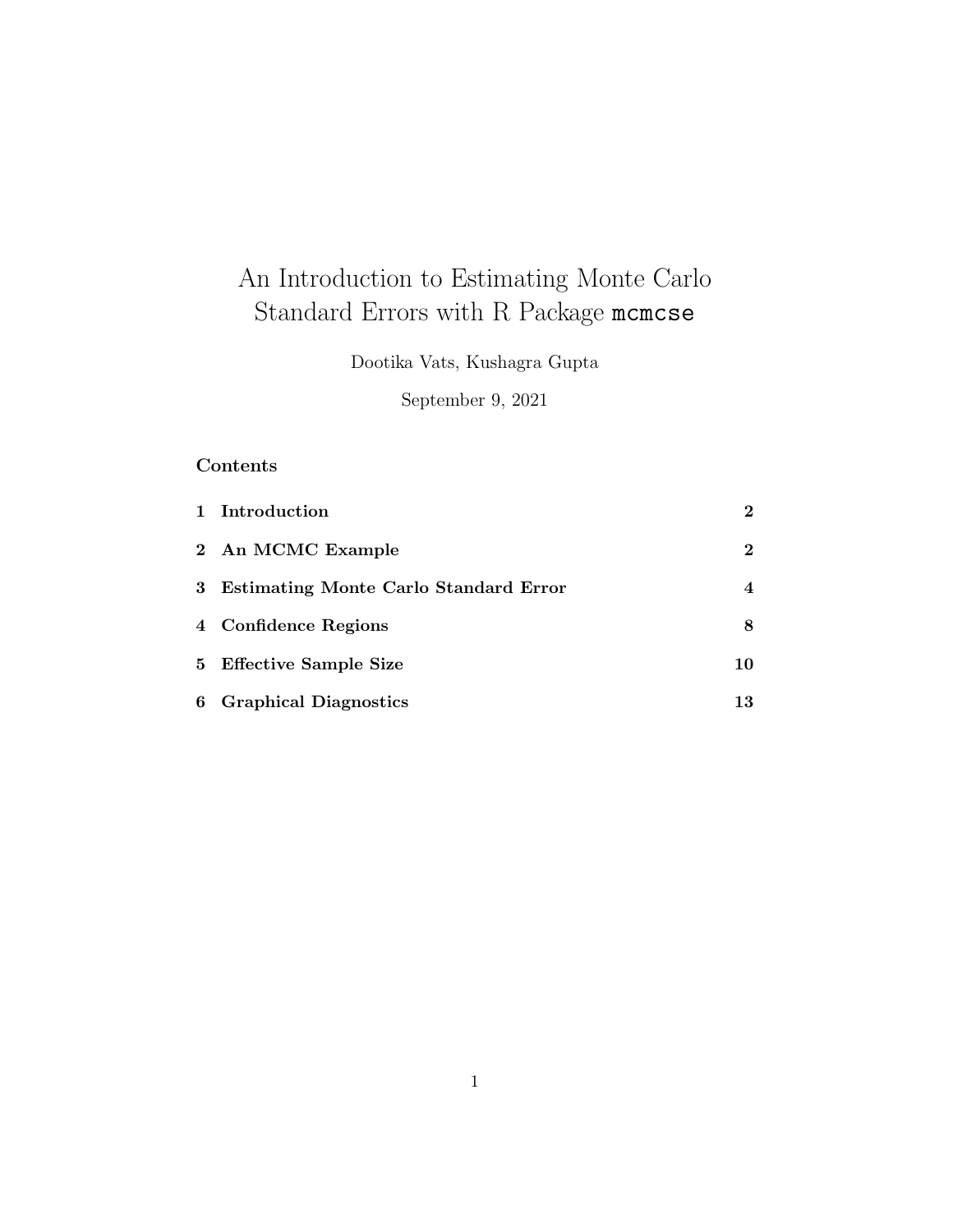# An Introduction to Estimating Monte Carlo Standard Errors with R Package `mcmcse`

Dootika Vats, Kushagra Gupta

September 9, 2021

## Contents

| | | |
|---|---|---|
| **1** | **Introduction** | **2** |
| **2** | **An MCMC Example** | **2** |
| **3** | **Estimating Monte Carlo Standard Error** | **4** |
| **4** | **Confidence Regions** | **8** |
| **5** | **Effective Sample Size** | **10** |
| **6** | **Graphical Diagnostics** | **13** |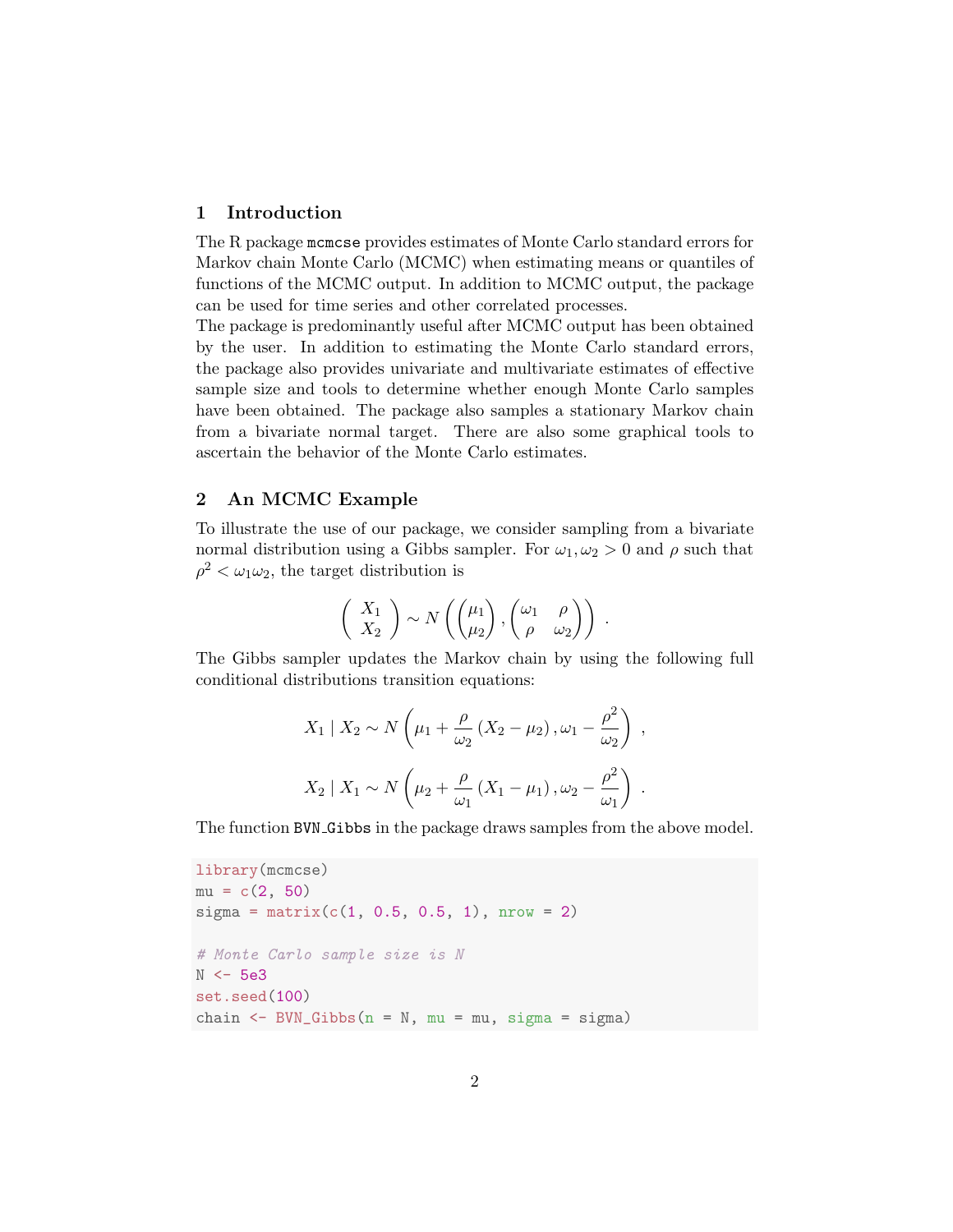## 1 Introduction

The R package `mcmcse` provides estimates of Monte Carlo standard errors for Markov chain Monte Carlo (MCMC) when estimating means or quantiles of functions of the MCMC output. In addition to MCMC output, the package can be used for time series and other correlated processes.

The package is predominantly useful after MCMC output has been obtained by the user. In addition to estimating the Monte Carlo standard errors, the package also provides univariate and multivariate estimates of effective sample size and tools to determine whether enough Monte Carlo samples have been obtained. The package also samples a stationary Markov chain from a bivariate normal target. There are also some graphical tools to ascertain the behavior of the Monte Carlo estimates.

## 2 An MCMC Example

To illustrate the use of our package, we consider sampling from a bivariate normal distribution using a Gibbs sampler. For $\omega_1, \omega_2 > 0$ and $\rho$ such that $\rho^2 < \omega_1 \omega_2$, the target distribution is

$$\begin{pmatrix} X_1 \\ X_2 \end{pmatrix} \sim N\left( \begin{pmatrix} \mu_1 \\ \mu_2 \end{pmatrix}, \begin{pmatrix} \omega_1 & \rho \\ \rho & \omega_2 \end{pmatrix} \right) .$$

The Gibbs sampler updates the Markov chain by using the following full conditional distributions transition equations:

$$X_1 \mid X_2 \sim N\left( \mu_1 + \frac{\rho}{\omega_2}(X_2 - \mu_2), \omega_1 - \frac{\rho^2}{\omega_2} \right) ,$$

$$X_2 \mid X_1 \sim N\left( \mu_2 + \frac{\rho}{\omega_1}(X_1 - \mu_1), \omega_2 - \frac{\rho^2}{\omega_1} \right) .$$

The function `BVN_Gibbs` in the package draws samples from the above model.

```r
library(mcmcse)
mu = c(2, 50)
sigma = matrix(c(1, 0.5, 0.5, 1), nrow = 2)

# Monte Carlo sample size is N
N <- 5e3
set.seed(100)
chain <- BVN_Gibbs(n = N, mu = mu, sigma = sigma)
```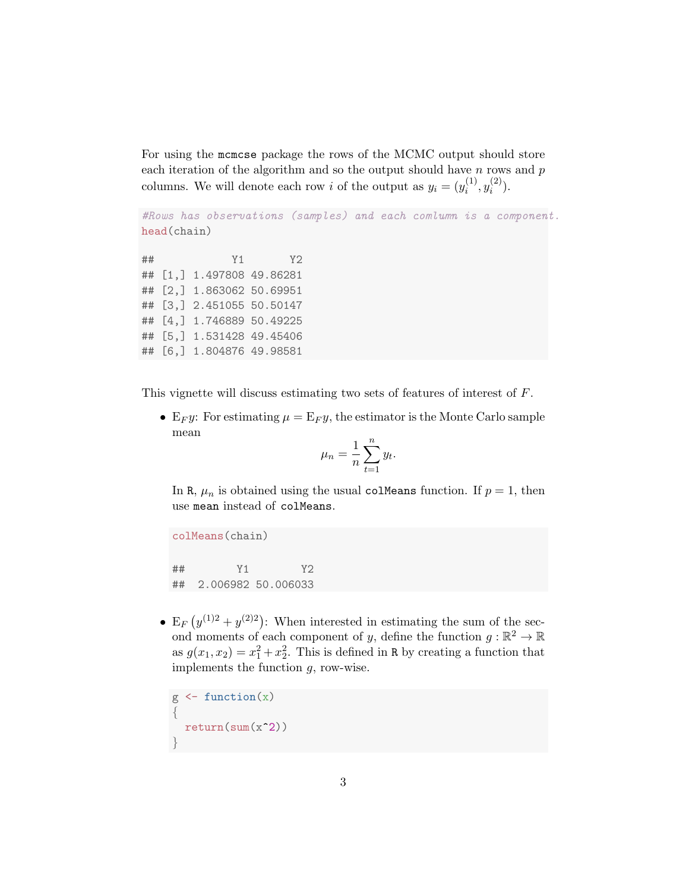For using the `mcmcse` package the rows of the MCMC output should store each iteration of the algorithm and so the output should have $n$ rows and $p$ columns. We will denote each row $i$ of the output as $y_i = (y_i^{(1)}, y_i^{(2)})$.

```
#Rows has observations (samples) and each comlumn is a component.
head(chain)

##            Y1       Y2
## [1,] 1.497808 49.86281
## [2,] 1.863062 50.69951
## [3,] 2.451055 50.50147
## [4,] 1.746889 50.49225
## [5,] 1.531428 49.45406
## [6,] 1.804876 49.98581
```

This vignette will discuss estimating two sets of features of interest of $F$.

- $\mathrm{E}_F y$: For estimating $\mu = \mathrm{E}_F y$, the estimator is the Monte Carlo sample mean

$$\mu_n = \frac{1}{n}\sum_{t=1}^{n} y_t.$$

  In R, $\mu_n$ is obtained using the usual `colMeans` function. If $p = 1$, then use `mean` instead of `colMeans`.

```
colMeans(chain)

##        Y1        Y2
##  2.006982 50.006033
```

- $\mathrm{E}_F\left(y^{(1)2} + y^{(2)2}\right)$: When interested in estimating the sum of the second moments of each component of $y$, define the function $g : \mathbb{R}^2 \to \mathbb{R}$ as $g(x_1, x_2) = x_1^2 + x_2^2$. This is defined in R by creating a function that implements the function $g$, row-wise.

```
g <- function(x)
{
  return(sum(x^2))
}
```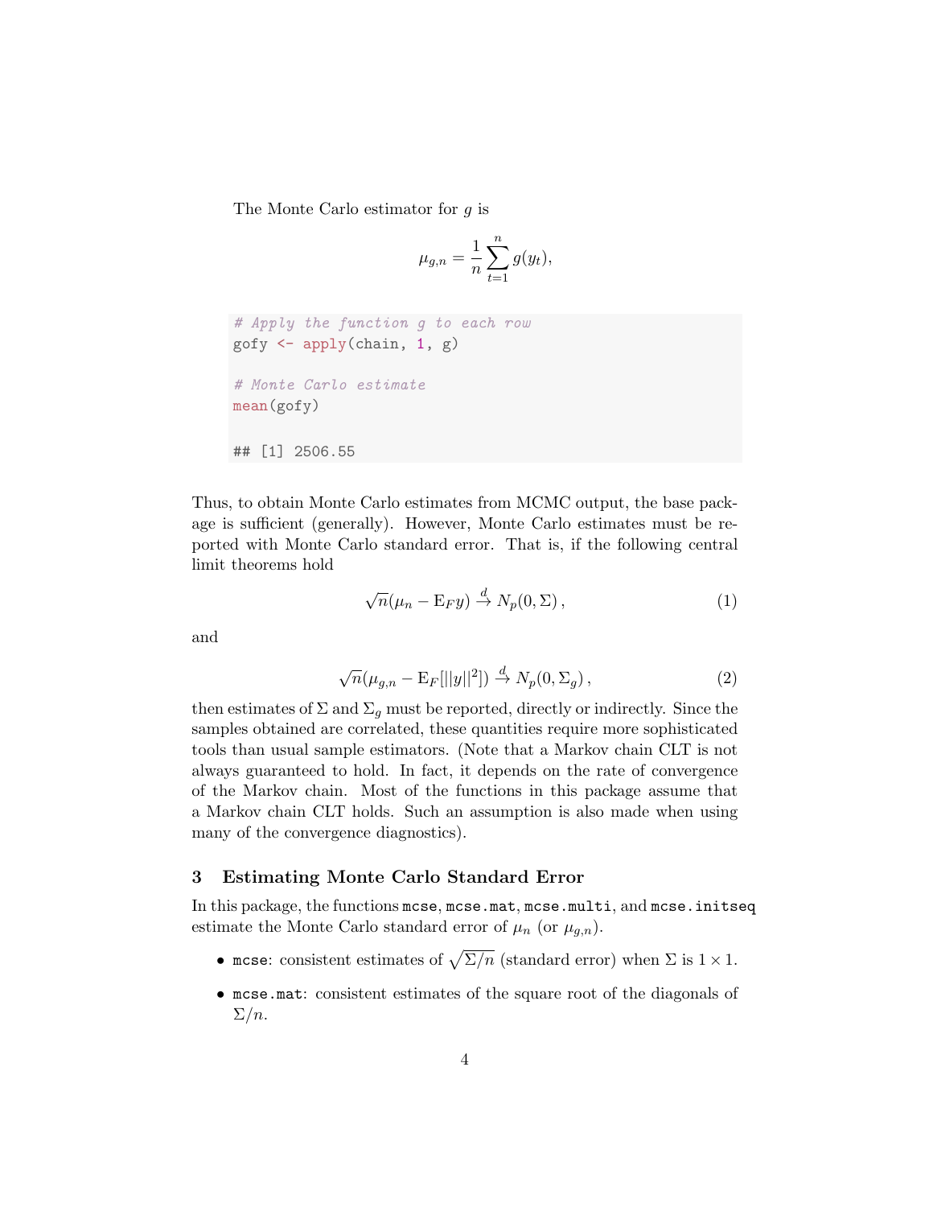The Monte Carlo estimator for $g$ is

$$\mu_{g,n} = \frac{1}{n}\sum_{t=1}^{n} g(y_t),$$

```
# Apply the function g to each row
gofy <- apply(chain, 1, g)

# Monte Carlo estimate
mean(gofy)

## [1] 2506.55
```

Thus, to obtain Monte Carlo estimates from MCMC output, the base package is sufficient (generally). However, Monte Carlo estimates must be reported with Monte Carlo standard error. That is, if the following central limit theorems hold

$$\sqrt{n}(\mu_n - \mathrm{E}_F y) \xrightarrow{d} N_p(0, \Sigma)\,, \tag{1}$$

and

$$\sqrt{n}(\mu_{g,n} - \mathrm{E}_F[||y||^2]) \xrightarrow{d} N_p(0, \Sigma_g)\,, \tag{2}$$

then estimates of $\Sigma$ and $\Sigma_g$ must be reported, directly or indirectly. Since the samples obtained are correlated, these quantities require more sophisticated tools than usual sample estimators. (Note that a Markov chain CLT is not always guaranteed to hold. In fact, it depends on the rate of convergence of the Markov chain. Most of the functions in this package assume that a Markov chain CLT holds. Such an assumption is also made when using many of the convergence diagnostics).

## 3 Estimating Monte Carlo Standard Error

In this package, the functions `mcse`, `mcse.mat`, `mcse.multi`, and `mcse.initseq` estimate the Monte Carlo standard error of $\mu_n$ (or $\mu_{g,n}$).

- `mcse`: consistent estimates of $\sqrt{\Sigma/n}$ (standard error) when $\Sigma$ is $1 \times 1$.
- `mcse.mat`: consistent estimates of the square root of the diagonals of $\Sigma/n$.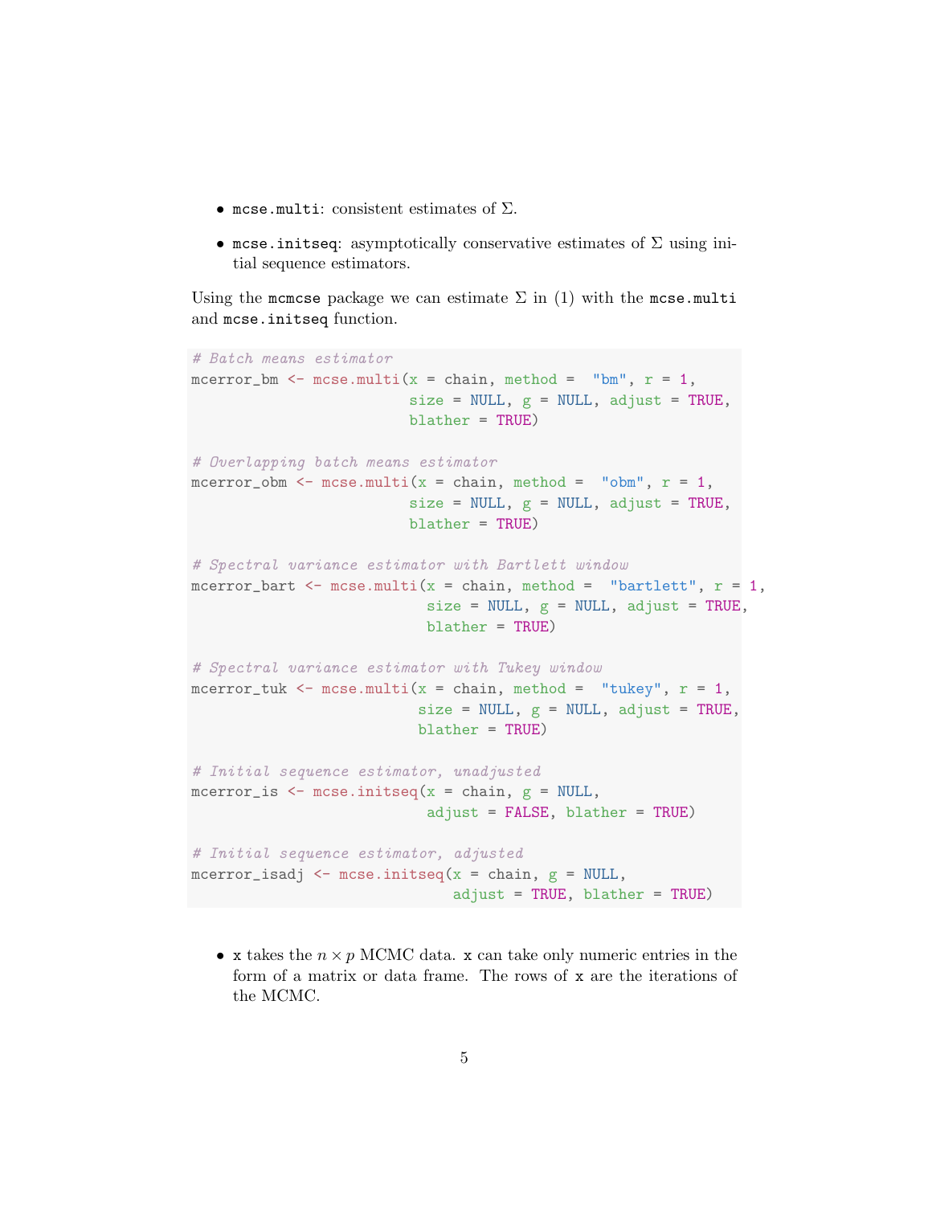- `mcse.multi`: consistent estimates of $\Sigma$.
- `mcse.initseq`: asymptotically conservative estimates of $\Sigma$ using initial sequence estimators.

Using the `mcmcse` package we can estimate $\Sigma$ in (1) with the `mcse.multi` and `mcse.initseq` function.

```
# Batch means estimator
mcerror_bm <- mcse.multi(x = chain, method =  "bm", r = 1,
                         size = NULL, g = NULL, adjust = TRUE,
                         blather = TRUE)

# Overlapping batch means estimator
mcerror_obm <- mcse.multi(x = chain, method =  "obm", r = 1,
                         size = NULL, g = NULL, adjust = TRUE,
                         blather = TRUE)

# Spectral variance estimator with Bartlett window
mcerror_bart <- mcse.multi(x = chain, method =  "bartlett", r = 1,
                           size = NULL, g = NULL, adjust = TRUE,
                           blather = TRUE)

# Spectral variance estimator with Tukey window
mcerror_tuk <- mcse.multi(x = chain, method =  "tukey", r = 1,
                          size = NULL, g = NULL, adjust = TRUE,
                          blather = TRUE)

# Initial sequence estimator, unadjusted
mcerror_is <- mcse.initseq(x = chain, g = NULL,
                           adjust = FALSE, blather = TRUE)

# Initial sequence estimator, adjusted
mcerror_isadj <- mcse.initseq(x = chain, g = NULL,
                              adjust = TRUE, blather = TRUE)
```

- `x` takes the $n \times p$ MCMC data. `x` can take only numeric entries in the form of a matrix or data frame. The rows of `x` are the iterations of the MCMC.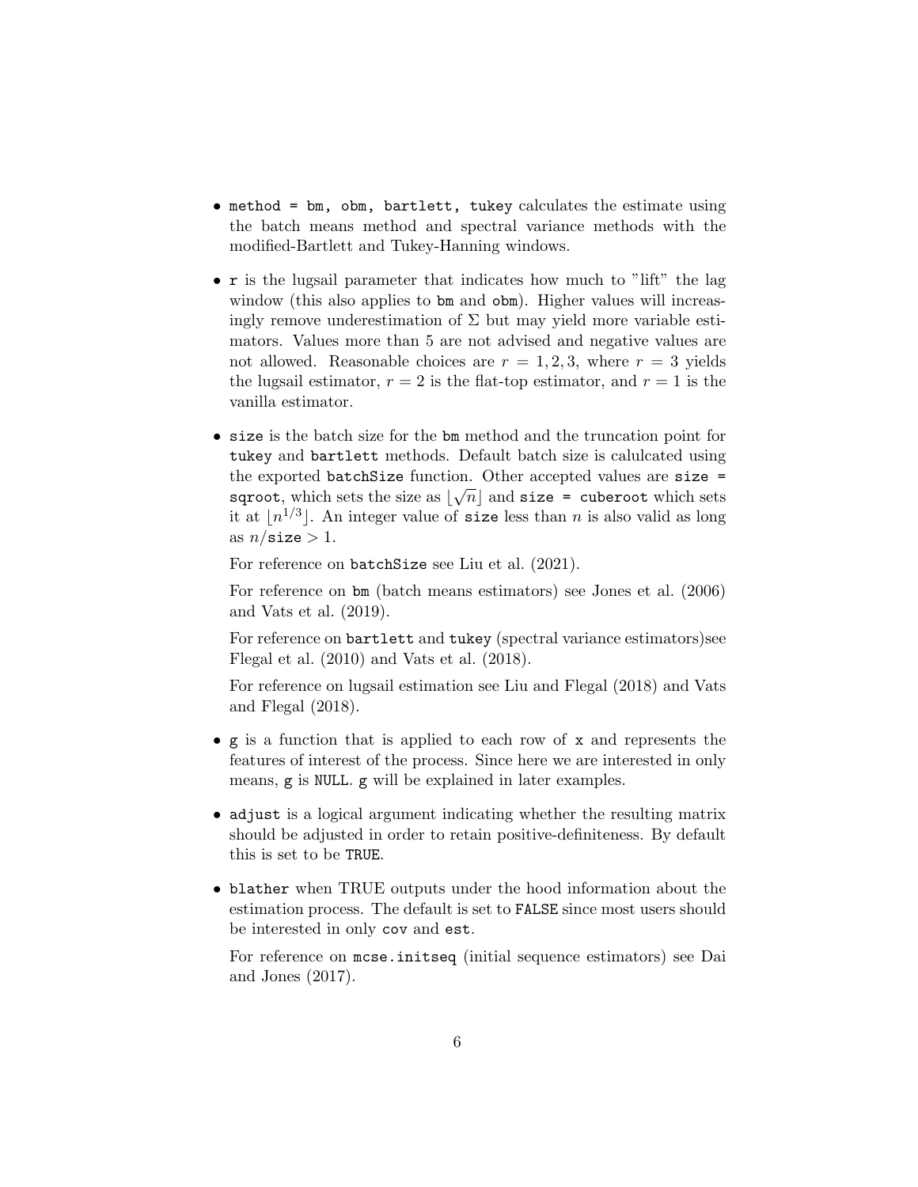- `method = bm, obm, bartlett, tukey` calculates the estimate using the batch means method and spectral variance methods with the modified-Bartlett and Tukey-Hanning windows.

- `r` is the lugsail parameter that indicates how much to "lift" the lag window (this also applies to `bm` and `obm`). Higher values will increasingly remove underestimation of $\Sigma$ but may yield more variable estimators. Values more than 5 are not advised and negative values are not allowed. Reasonable choices are $r = 1, 2, 3$, where $r = 3$ yields the lugsail estimator, $r = 2$ is the flat-top estimator, and $r = 1$ is the vanilla estimator.

- `size` is the batch size for the `bm` method and the truncation point for `tukey` and `bartlett` methods. Default batch size is calulcated using the exported `batchSize` function. Other accepted values are `size = sqroot`, which sets the size as $\lfloor \sqrt{n} \rfloor$ and `size = cuberoot` which sets it at $\lfloor n^{1/3} \rfloor$. An integer value of `size` less than $n$ is also valid as long as $n/$`size` $> 1$.

  For reference on `batchSize` see Liu et al. (2021).

  For reference on `bm` (batch means estimators) see Jones et al. (2006) and Vats et al. (2019).

  For reference on `bartlett` and `tukey` (spectral variance estimators)see Flegal et al. (2010) and Vats et al. (2018).

  For reference on lugsail estimation see Liu and Flegal (2018) and Vats and Flegal (2018).

- `g` is a function that is applied to each row of `x` and represents the features of interest of the process. Since here we are interested in only means, `g` is `NULL`. `g` will be explained in later examples.

- `adjust` is a logical argument indicating whether the resulting matrix should be adjusted in order to retain positive-definiteness. By default this is set to be `TRUE`.

- `blather` when TRUE outputs under the hood information about the estimation process. The default is set to `FALSE` since most users should be interested in only `cov` and `est`.

  For reference on `mcse.initseq` (initial sequence estimators) see Dai and Jones (2017).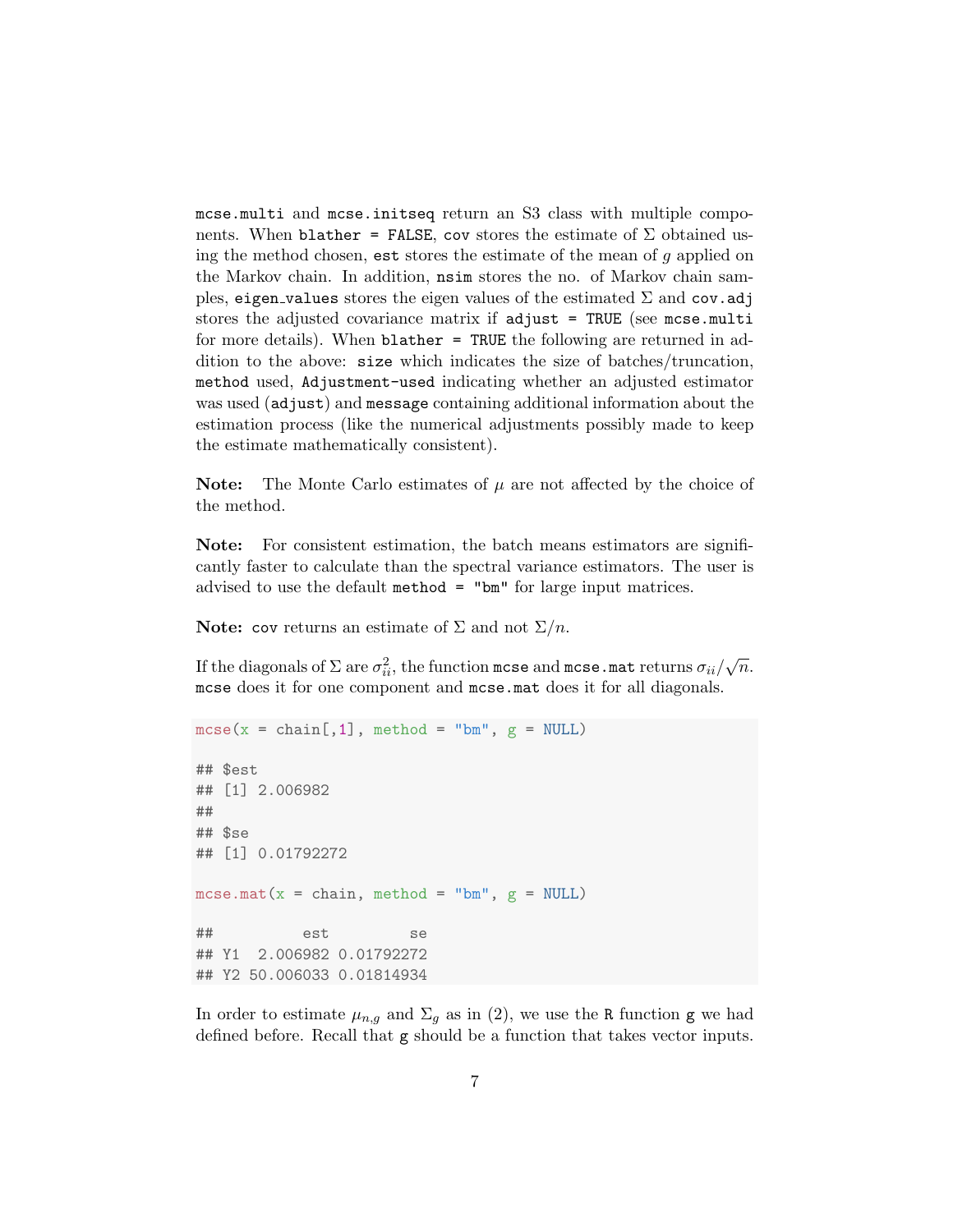`mcse.multi` and `mcse.initseq` return an S3 class with multiple components. When `blather = FALSE`, `cov` stores the estimate of $\Sigma$ obtained using the method chosen, `est` stores the estimate of the mean of $g$ applied on the Markov chain. In addition, `nsim` stores the no. of Markov chain samples, `eigen_values` stores the eigen values of the estimated $\Sigma$ and `cov.adj` stores the adjusted covariance matrix if `adjust = TRUE` (see `mcse.multi` for more details). When `blather = TRUE` the following are returned in addition to the above: `size` which indicates the size of batches/truncation, `method` used, `Adjustment-used` indicating whether an adjusted estimator was used (`adjust`) and `message` containing additional information about the estimation process (like the numerical adjustments possibly made to keep the estimate mathematically consistent).

**Note:** The Monte Carlo estimates of $\mu$ are not affected by the choice of the method.

**Note:** For consistent estimation, the batch means estimators are significantly faster to calculate than the spectral variance estimators. The user is advised to use the default `method = "bm"` for large input matrices.

**Note:** `cov` returns an estimate of $\Sigma$ and not $\Sigma/n$.

If the diagonals of $\Sigma$ are $\sigma_{ii}^2$, the function `mcse` and `mcse.mat` returns $\sigma_{ii}/\sqrt{n}$. `mcse` does it for one component and `mcse.mat` does it for all diagonals.

```
mcse(x = chain[,1], method = "bm", g = NULL)

## $est
## [1] 2.006982
##
## $se
## [1] 0.01792272

mcse.mat(x = chain, method = "bm", g = NULL)

##          est         se
## Y1  2.006982 0.01792272
## Y2 50.006033 0.01814934
```

In order to estimate $\mu_{n,g}$ and $\Sigma_g$ as in (2), we use the `R` function `g` we had defined before. Recall that `g` should be a function that takes vector inputs.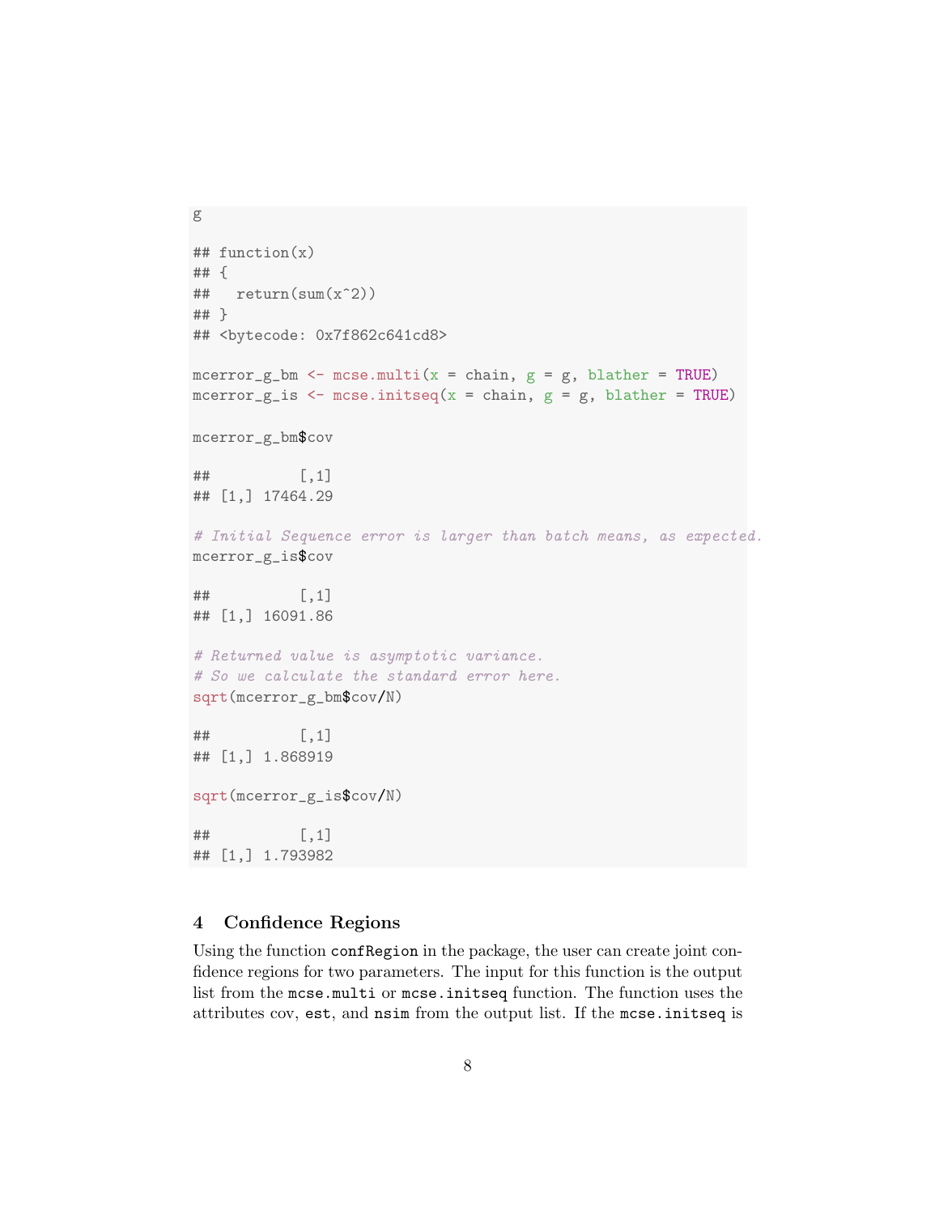```
g

## function(x)
## {
##   return(sum(x^2))
## }
## <bytecode: 0x7f862c641cd8>

mcerror_g_bm <- mcse.multi(x = chain, g = g, blather = TRUE)
mcerror_g_is <- mcse.initseq(x = chain, g = g, blather = TRUE)

mcerror_g_bm$cov

##          [,1]
## [1,] 17464.29

# Initial Sequence error is larger than batch means, as expected.
mcerror_g_is$cov

##          [,1]
## [1,] 16091.86

# Returned value is asymptotic variance.
# So we calculate the standard error here.
sqrt(mcerror_g_bm$cov/N)

##          [,1]
## [1,] 1.868919

sqrt(mcerror_g_is$cov/N)

##          [,1]
## [1,] 1.793982
```

## 4 Confidence Regions

Using the function `confRegion` in the package, the user can create joint confidence regions for two parameters. The input for this function is the output list from the `mcse.multi` or `mcse.initseq` function. The function uses the attributes cov, `est`, and `nsim` from the output list. If the `mcse.initseq` is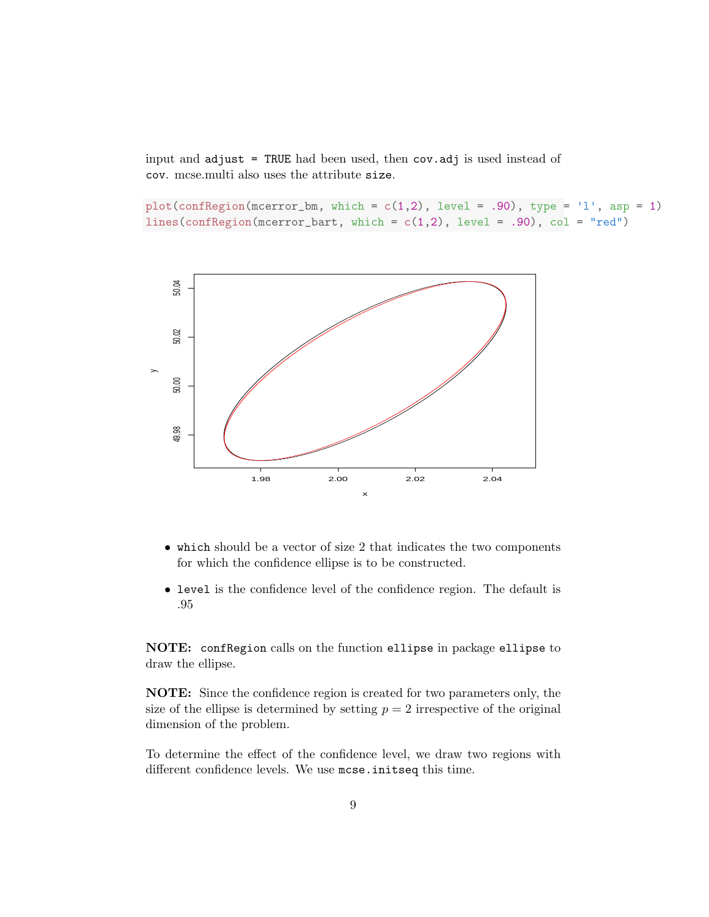input and `adjust = TRUE` had been used, then `cov.adj` is used instead of `cov`. mcse.multi also uses the attribute `size`.

```
plot(confRegion(mcerror_bm, which = c(1,2), level = .90), type = 'l', asp = 1)
lines(confRegion(mcerror_bart, which = c(1,2), level = .90), col = "red")
```

- `which` should be a vector of size 2 that indicates the two components for which the confidence ellipse is to be constructed.
- `level` is the confidence level of the confidence region. The default is .95

**NOTE:** `confRegion` calls on the function `ellipse` in package `ellipse` to draw the ellipse.

**NOTE:** Since the confidence region is created for two parameters only, the size of the ellipse is determined by setting $p = 2$ irrespective of the original dimension of the problem.

To determine the effect of the confidence level, we draw two regions with different confidence levels. We use `mcse.initseq` this time.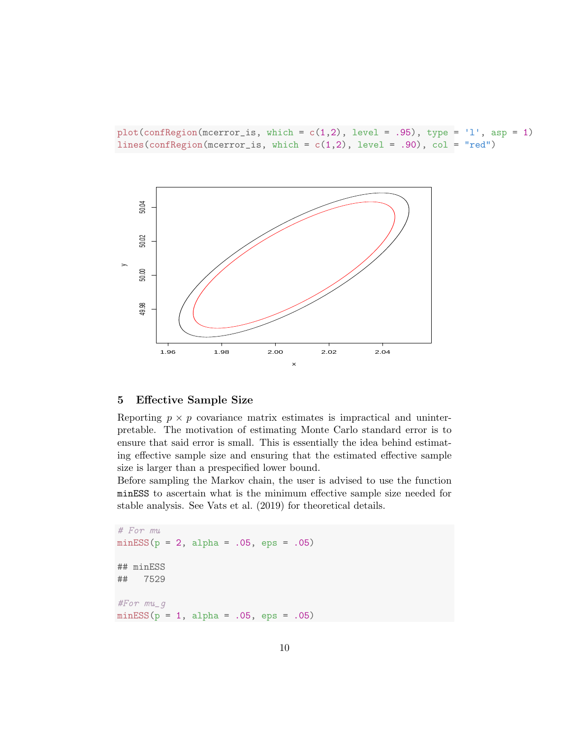```
plot(confRegion(mcerror_is, which = c(1,2), level = .95), type = 'l', asp = 1)
lines(confRegion(mcerror_is, which = c(1,2), level = .90), col = "red")
```

## 5 Effective Sample Size

Reporting $p \times p$ covariance matrix estimates is impractical and uninterpretable. The motivation of estimating Monte Carlo standard error is to ensure that said error is small. This is essentially the idea behind estimating effective sample size and ensuring that the estimated effective sample size is larger than a prespecified lower bound.

Before sampling the Markov chain, the user is advised to use the function `minESS` to ascertain what is the minimum effective sample size needed for stable analysis. See Vats et al. (2019) for theoretical details.

```
# For mu
minESS(p = 2, alpha = .05, eps = .05)

## minESS
##   7529

#For mu_g
minESS(p = 1, alpha = .05, eps = .05)
```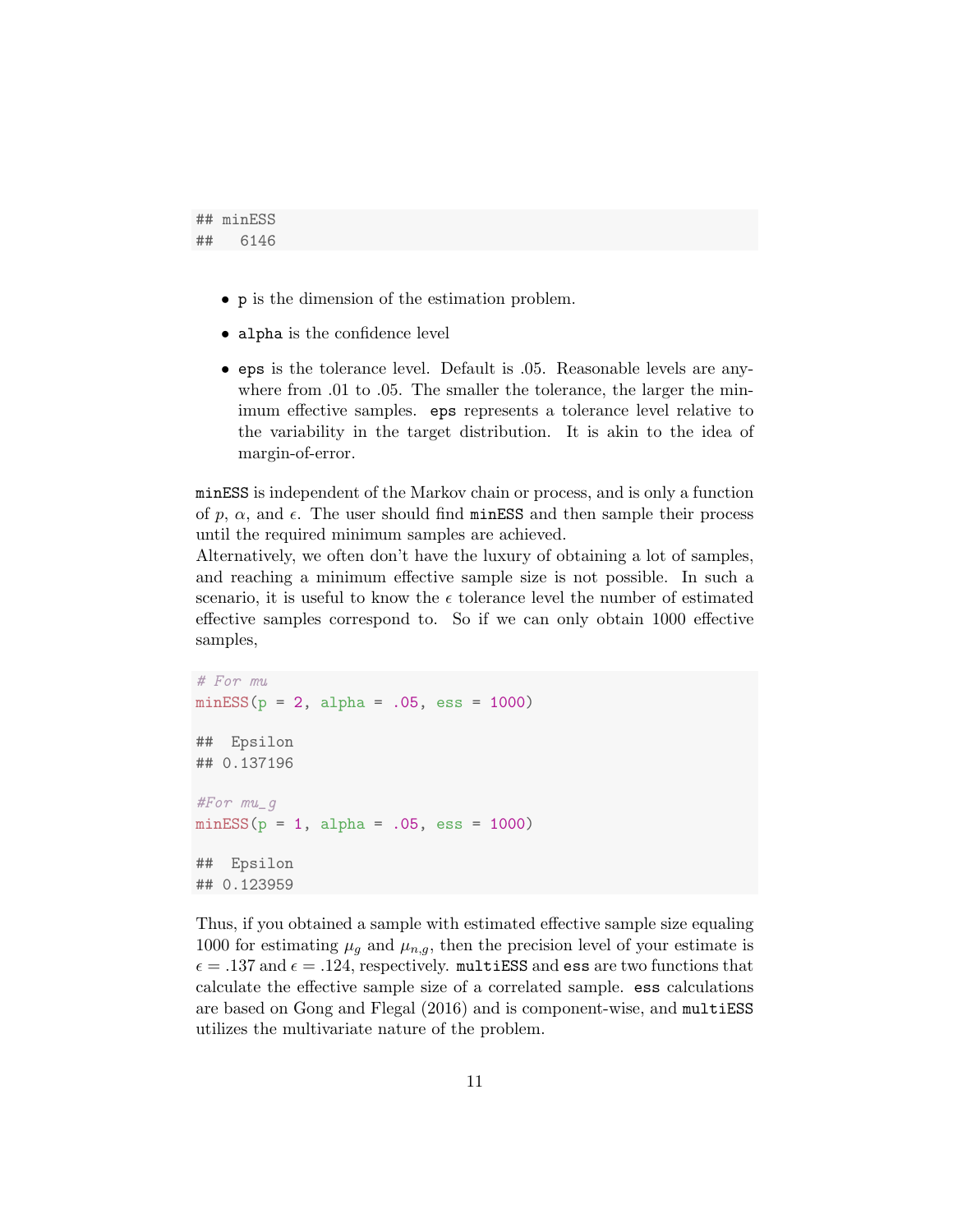```
## minESS
##   6146
```

- `p` is the dimension of the estimation problem.
- `alpha` is the confidence level
- `eps` is the tolerance level. Default is .05. Reasonable levels are anywhere from .01 to .05. The smaller the tolerance, the larger the minimum effective samples. `eps` represents a tolerance level relative to the variability in the target distribution. It is akin to the idea of margin-of-error.

`minESS` is independent of the Markov chain or process, and is only a function of $p$, $\alpha$, and $\epsilon$. The user should find `minESS` and then sample their process until the required minimum samples are achieved.
Alternatively, we often don't have the luxury of obtaining a lot of samples, and reaching a minimum effective sample size is not possible. In such a scenario, it is useful to know the $\epsilon$ tolerance level the number of estimated effective samples correspond to. So if we can only obtain 1000 effective samples,

```
# For mu
minESS(p = 2, alpha = .05, ess = 1000)

##  Epsilon
## 0.137196

#For mu_g
minESS(p = 1, alpha = .05, ess = 1000)

##  Epsilon
## 0.123959
```

Thus, if you obtained a sample with estimated effective sample size equaling 1000 for estimating $\mu_g$ and $\mu_{n,g}$, then the precision level of your estimate is $\epsilon = .137$ and $\epsilon = .124$, respectively. `multiESS` and `ess` are two functions that calculate the effective sample size of a correlated sample. `ess` calculations are based on Gong and Flegal (2016) and is component-wise, and `multiESS` utilizes the multivariate nature of the problem.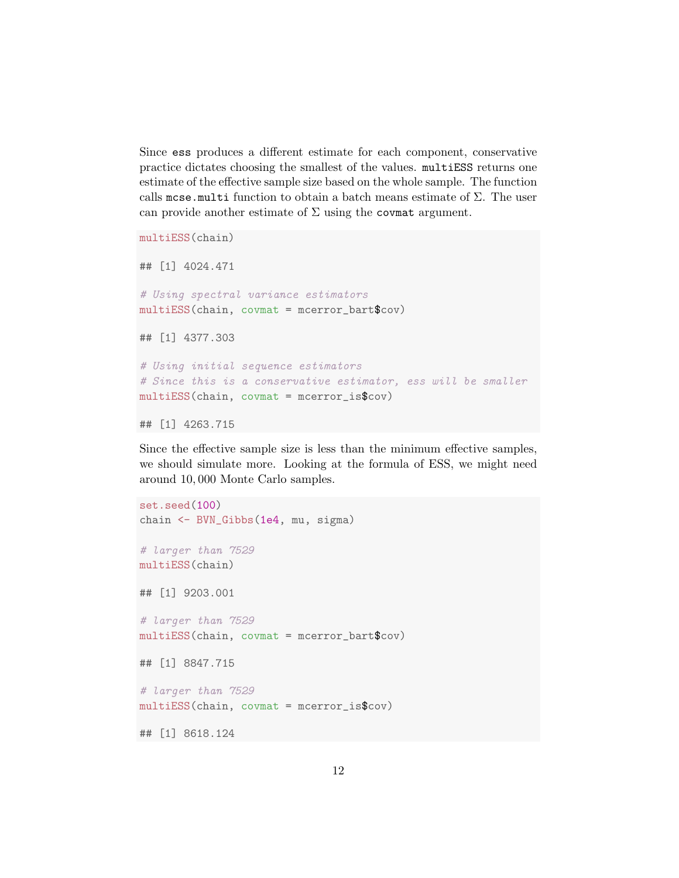Since `ess` produces a different estimate for each component, conservative practice dictates choosing the smallest of the values. `multiESS` returns one estimate of the effective sample size based on the whole sample. The function calls `mcse.multi` function to obtain a batch means estimate of $\Sigma$. The user can provide another estimate of $\Sigma$ using the `covmat` argument.

```
multiESS(chain)

## [1] 4024.471

# Using spectral variance estimators
multiESS(chain, covmat = mcerror_bart$cov)

## [1] 4377.303

# Using initial sequence estimators
# Since this is a conservative estimator, ess will be smaller
multiESS(chain, covmat = mcerror_is$cov)

## [1] 4263.715
```

Since the effective sample size is less than the minimum effective samples, we should simulate more. Looking at the formula of ESS, we might need around $10,000$ Monte Carlo samples.

```
set.seed(100)
chain <- BVN_Gibbs(1e4, mu, sigma)

# larger than 7529
multiESS(chain)

## [1] 9203.001

# larger than 7529
multiESS(chain, covmat = mcerror_bart$cov)

## [1] 8847.715

# larger than 7529
multiESS(chain, covmat = mcerror_is$cov)

## [1] 8618.124
```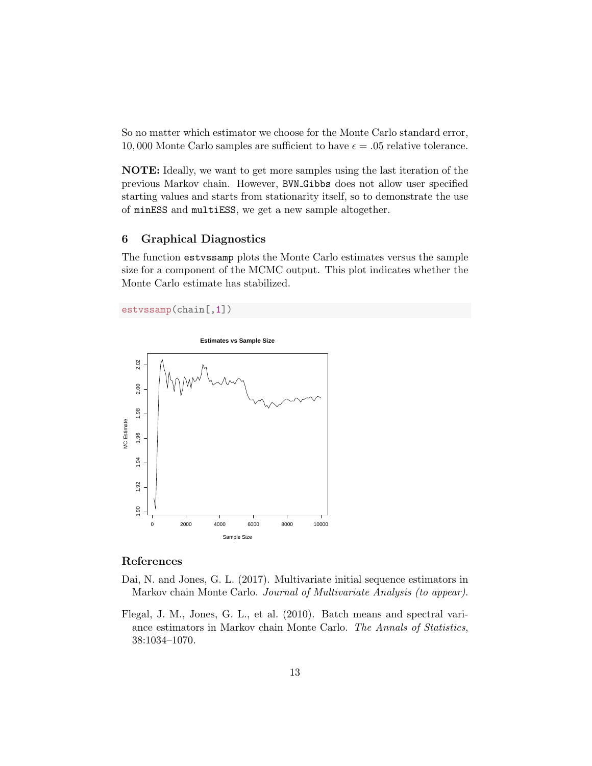So no matter which estimator we choose for the Monte Carlo standard error, 10,000 Monte Carlo samples are sufficient to have $\epsilon = .05$ relative tolerance.

**NOTE:** Ideally, we want to get more samples using the last iteration of the previous Markov chain. However, `BVN_Gibbs` does not allow user specified starting values and starts from stationarity itself, so to demonstrate the use of `minESS` and `multiESS`, we get a new sample altogether.

## 6 Graphical Diagnostics

The function `estvssamp` plots the Monte Carlo estimates versus the sample size for a component of the MCMC output. This plot indicates whether the Monte Carlo estimate has stabilized.

```
estvssamp(chain[,1])
```

## References

Dai, N. and Jones, G. L. (2017). Multivariate initial sequence estimators in Markov chain Monte Carlo. *Journal of Multivariate Analysis (to appear)*.

Flegal, J. M., Jones, G. L., et al. (2010). Batch means and spectral variance estimators in Markov chain Monte Carlo. *The Annals of Statistics*, 38:1034–1070.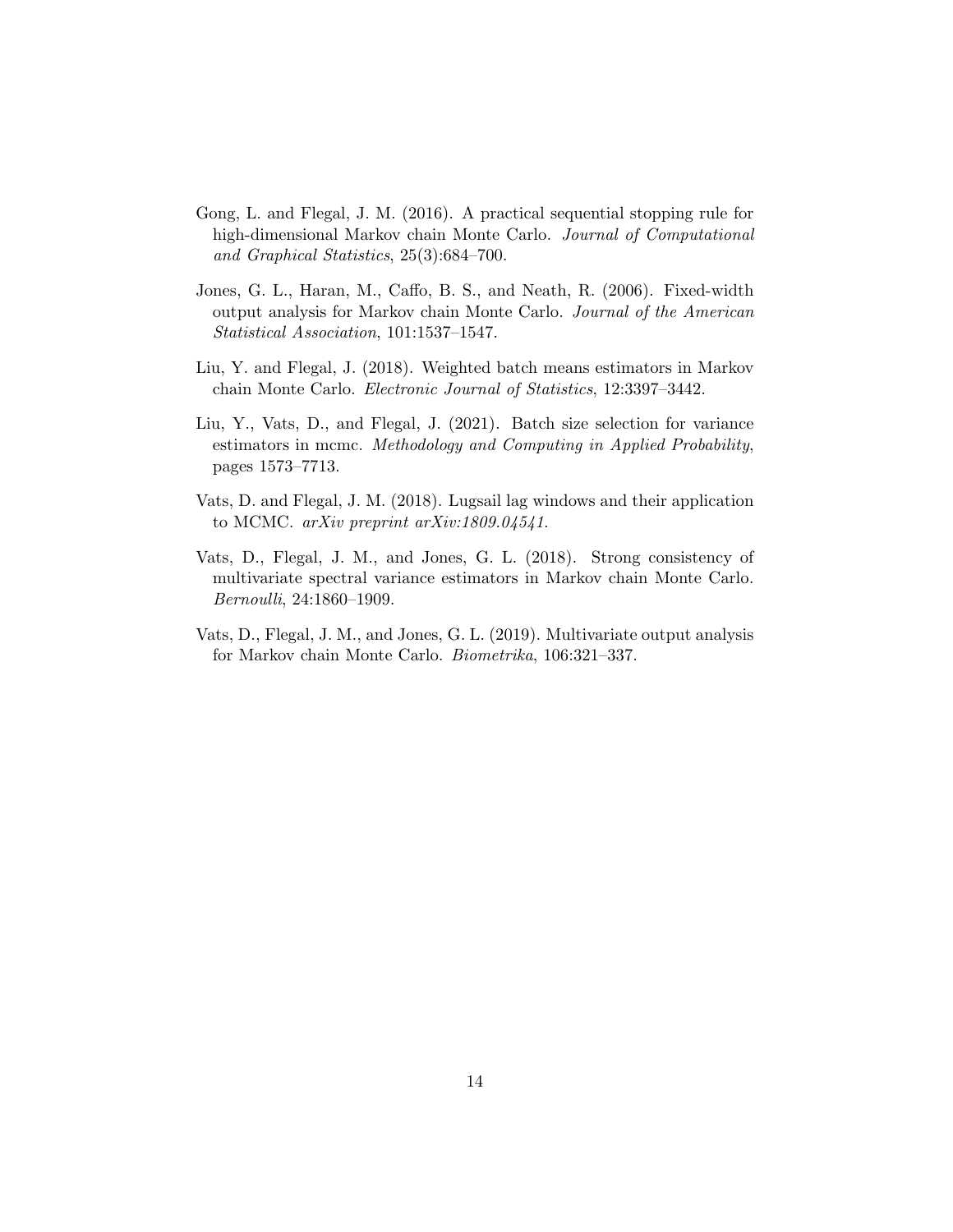Gong, L. and Flegal, J. M. (2016). A practical sequential stopping rule for high-dimensional Markov chain Monte Carlo. *Journal of Computational and Graphical Statistics*, 25(3):684–700.

Jones, G. L., Haran, M., Caffo, B. S., and Neath, R. (2006). Fixed-width output analysis for Markov chain Monte Carlo. *Journal of the American Statistical Association*, 101:1537–1547.

Liu, Y. and Flegal, J. (2018). Weighted batch means estimators in Markov chain Monte Carlo. *Electronic Journal of Statistics*, 12:3397–3442.

Liu, Y., Vats, D., and Flegal, J. (2021). Batch size selection for variance estimators in mcmc. *Methodology and Computing in Applied Probability*, pages 1573–7713.

Vats, D. and Flegal, J. M. (2018). Lugsail lag windows and their application to MCMC. *arXiv preprint arXiv:1809.04541*.

Vats, D., Flegal, J. M., and Jones, G. L. (2018). Strong consistency of multivariate spectral variance estimators in Markov chain Monte Carlo. *Bernoulli*, 24:1860–1909.

Vats, D., Flegal, J. M., and Jones, G. L. (2019). Multivariate output analysis for Markov chain Monte Carlo. *Biometrika*, 106:321–337.